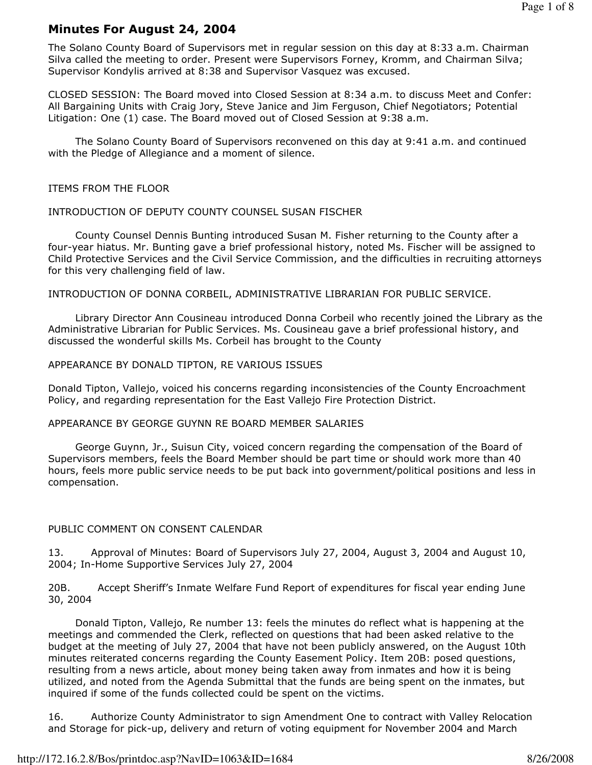// Minutes For August 24, 2004

The Solano County Board of Supervisors met in regular session on this day at 8:33 a.m. Chairman Silva called the meeting to order. Present were Supervisors Forney, Kromm, and Chairman Silva; Supervisor Kondylis arrived at 8:38 and Supervisor Vasquez was excused.

CLOSED SESSION: The Board moved into Closed Session at 8:34 a.m. to discuss Meet and Confer: All Bargaining Units with Craig Jory, Steve Janice and Jim Ferguson, Chief Negotiators; Potential Litigation: One (1) case. The Board moved out of Closed Session at 9:38 a.m.

The Solano County Board of Supervisors reconvened on this day at 9:41 a.m. and continued with the Pledge of Allegiance and a moment of silence.

ITEMS FROM THE FLOOR

INTRODUCTION OF DEPUTY COUNTY COUNSEL SUSAN FISCHER

County Counsel Dennis Bunting introduced Susan M. Fisher returning to the County after a four-year hiatus. Mr. Bunting gave a brief professional history, noted Ms. Fischer will be assigned to Child Protective Services and the Civil Service Commission, and the difficulties in recruiting attorneys for this very challenging field of law.

INTRODUCTION OF DONNA CORBEIL, ADMINISTRATIVE LIBRARIAN FOR PUBLIC SERVICE.

Library Director Ann Cousineau introduced Donna Corbeil who recently joined the Library as the Administrative Librarian for Public Services. Ms. Cousineau gave a brief professional history, and discussed the wonderful skills Ms. Corbeil has brought to the County

APPEARANCE BY DONALD TIPTON, RE VARIOUS ISSUES

Donald Tipton, Vallejo, voiced his concerns regarding inconsistencies of the County Encroachment Policy, and regarding representation for the East Vallejo Fire Protection District.

APPEARANCE BY GEORGE GUYNN RE BOARD MEMBER SALARIES

George Guynn, Jr., Suisun City, voiced concern regarding the compensation of the Board of Supervisors members, feels the Board Member should be part time or should work more than 40 hours, feels more public service needs to be put back into government/political positions and less in compensation.

PUBLIC COMMENT ON CONSENT CALENDAR

13. Approval of Minutes: Board of Supervisors July 27, 2004, August 3, 2004 and August 10, 2004; In-Home Supportive Services July 27, 2004

20B. Accept Sheriff's Inmate Welfare Fund Report of expenditures for fiscal year ending June 30, 2004

Donald Tipton, Vallejo, Re number 13: feels the minutes do reflect what is happening at the meetings and commended the Clerk, reflected on questions that had been asked relative to the budget at the meeting of July 27, 2004 that have not been publicly answered, on the August 10th minutes reiterated concerns regarding the County Easement Policy. Item 20B: posed questions, resulting from a news article, about money being taken away from inmates and how it is being utilized, and noted from the Agenda Submittal that the funds are being spent on the inmates, but inquired if some of the funds collected could be spent on the victims.

16. Authorize County Administrator to sign Amendment One to contract with Valley Relocation and Storage for pick-up, delivery and return of voting equipment for November 2004 and March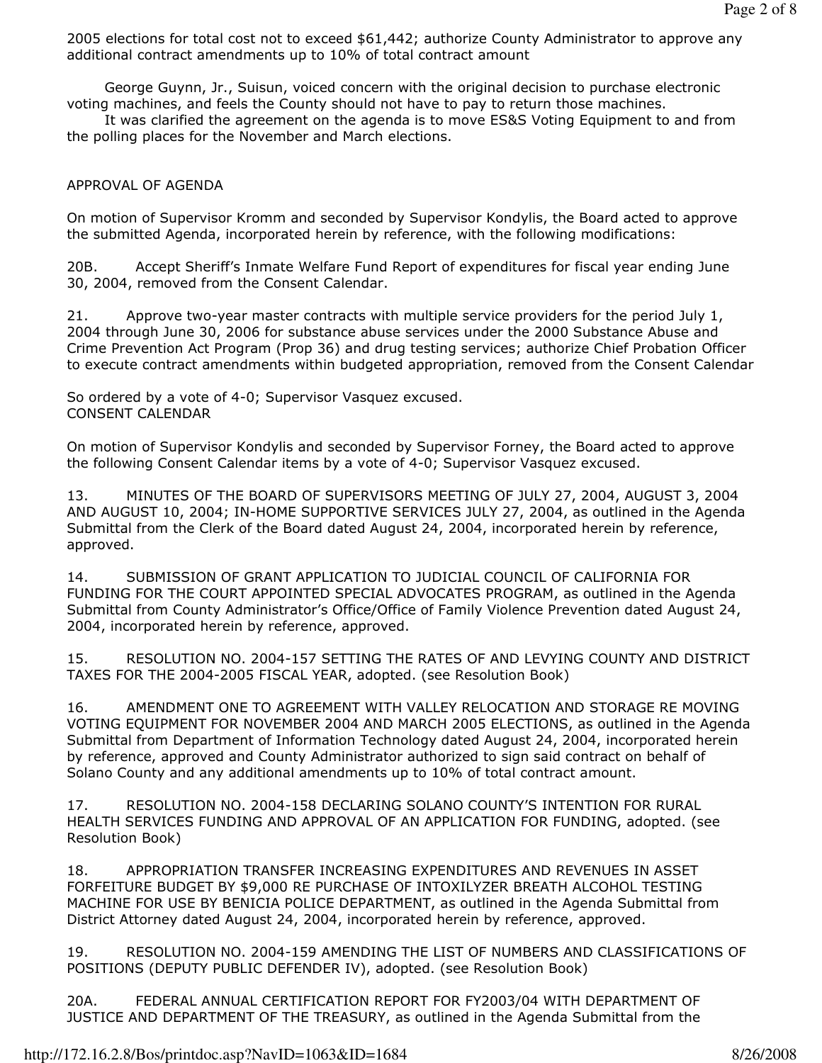2005 elections for total cost not to exceed $61,442; authorize County Administrator to approve any additional contract amendments up to 10% of total contract amount

George Guynn, Jr., Suisun, voiced concern with the original decision to purchase electronic voting machines, and feels the County should not have to pay to return those machines.

It was clarified the agreement on the agenda is to move ES&S Voting Equipment to and from the polling places for the November and March elections.

APPROVAL OF AGENDA

On motion of Supervisor Kromm and seconded by Supervisor Kondylis, the Board acted to approve the submitted Agenda, incorporated herein by reference, with the following modifications:

20B. Accept Sheriff's Inmate Welfare Fund Report of expenditures for fiscal year ending June 30, 2004, removed from the Consent Calendar.

21. Approve two-year master contracts with multiple service providers for the period July 1, 2004 through June 30, 2006 for substance abuse services under the 2000 Substance Abuse and Crime Prevention Act Program (Prop 36) and drug testing services; authorize Chief Probation Officer to execute contract amendments within budgeted appropriation, removed from the Consent Calendar

So ordered by a vote of 4-0; Supervisor Vasquez excused.

CONSENT CALENDAR

On motion of Supervisor Kondylis and seconded by Supervisor Forney, the Board acted to approve the following Consent Calendar items by a vote of 4-0; Supervisor Vasquez excused.

13. MINUTES OF THE BOARD OF SUPERVISORS MEETING OF JULY 27, 2004, AUGUST 3, 2004 AND AUGUST 10, 2004; IN-HOME SUPPORTIVE SERVICES JULY 27, 2004, as outlined in the Agenda Submittal from the Clerk of the Board dated August 24, 2004, incorporated herein by reference, approved.

14. SUBMISSION OF GRANT APPLICATION TO JUDICIAL COUNCIL OF CALIFORNIA FOR FUNDING FOR THE COURT APPOINTED SPECIAL ADVOCATES PROGRAM, as outlined in the Agenda Submittal from County Administrator's Office/Office of Family Violence Prevention dated August 24, 2004, incorporated herein by reference, approved.

15. RESOLUTION NO. 2004-157 SETTING THE RATES OF AND LEVYING COUNTY AND DISTRICT TAXES FOR THE 2004-2005 FISCAL YEAR, adopted. (see Resolution Book)

16. AMENDMENT ONE TO AGREEMENT WITH VALLEY RELOCATION AND STORAGE RE MOVING VOTING EQUIPMENT FOR NOVEMBER 2004 AND MARCH 2005 ELECTIONS, as outlined in the Agenda Submittal from Department of Information Technology dated August 24, 2004, incorporated herein by reference, approved and County Administrator authorized to sign said contract on behalf of Solano County and any additional amendments up to 10% of total contract amount.

17. RESOLUTION NO. 2004-158 DECLARING SOLANO COUNTY'S INTENTION FOR RURAL HEALTH SERVICES FUNDING AND APPROVAL OF AN APPLICATION FOR FUNDING, adopted. (see Resolution Book)

18. APPROPRIATION TRANSFER INCREASING EXPENDITURES AND REVENUES IN ASSET FORFEITURE BUDGET BY $9,000 RE PURCHASE OF INTOXILYZER BREATH ALCOHOL TESTING MACHINE FOR USE BY BENICIA POLICE DEPARTMENT, as outlined in the Agenda Submittal from District Attorney dated August 24, 2004, incorporated herein by reference, approved.

19. RESOLUTION NO. 2004-159 AMENDING THE LIST OF NUMBERS AND CLASSIFICATIONS OF POSITIONS (DEPUTY PUBLIC DEFENDER IV), adopted. (see Resolution Book)

20A. FEDERAL ANNUAL CERTIFICATION REPORT FOR FY2003/04 WITH DEPARTMENT OF JUSTICE AND DEPARTMENT OF THE TREASURY, as outlined in the Agenda Submittal from the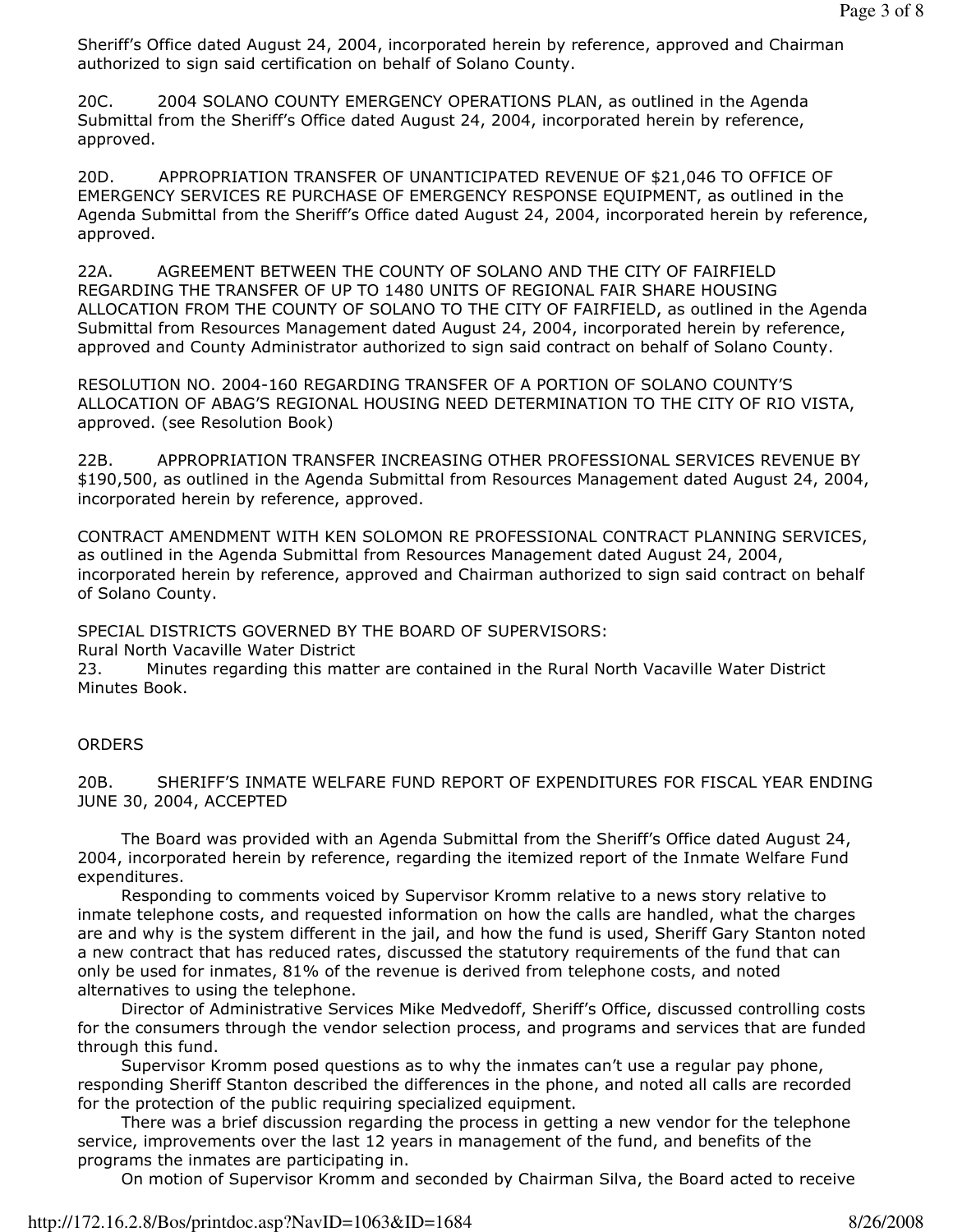Sheriff's Office dated August 24, 2004, incorporated herein by reference, approved and Chairman authorized to sign said certification on behalf of Solano County.

20C. 2004 SOLANO COUNTY EMERGENCY OPERATIONS PLAN, as outlined in the Agenda Submittal from the Sheriff's Office dated August 24, 2004, incorporated herein by reference, approved.

20D. APPROPRIATION TRANSFER OF UNANTICIPATED REVENUE OF $21,046 TO OFFICE OF EMERGENCY SERVICES RE PURCHASE OF EMERGENCY RESPONSE EQUIPMENT, as outlined in the Agenda Submittal from the Sheriff's Office dated August 24, 2004, incorporated herein by reference, approved.

22A. AGREEMENT BETWEEN THE COUNTY OF SOLANO AND THE CITY OF FAIRFIELD REGARDING THE TRANSFER OF UP TO 1480 UNITS OF REGIONAL FAIR SHARE HOUSING ALLOCATION FROM THE COUNTY OF SOLANO TO THE CITY OF FAIRFIELD, as outlined in the Agenda Submittal from Resources Management dated August 24, 2004, incorporated herein by reference, approved and County Administrator authorized to sign said contract on behalf of Solano County.

RESOLUTION NO. 2004-160 REGARDING TRANSFER OF A PORTION OF SOLANO COUNTY'S ALLOCATION OF ABAG'S REGIONAL HOUSING NEED DETERMINATION TO THE CITY OF RIO VISTA, approved. (see Resolution Book)

22B. APPROPRIATION TRANSFER INCREASING OTHER PROFESSIONAL SERVICES REVENUE BY $190,500, as outlined in the Agenda Submittal from Resources Management dated August 24, 2004, incorporated herein by reference, approved.

CONTRACT AMENDMENT WITH KEN SOLOMON RE PROFESSIONAL CONTRACT PLANNING SERVICES, as outlined in the Agenda Submittal from Resources Management dated August 24, 2004, incorporated herein by reference, approved and Chairman authorized to sign said contract on behalf of Solano County.

SPECIAL DISTRICTS GOVERNED BY THE BOARD OF SUPERVISORS:
Rural North Vacaville Water District
23. Minutes regarding this matter are contained in the Rural North Vacaville Water District Minutes Book.

ORDERS

20B. SHERIFF'S INMATE WELFARE FUND REPORT OF EXPENDITURES FOR FISCAL YEAR ENDING JUNE 30, 2004, ACCEPTED

The Board was provided with an Agenda Submittal from the Sheriff's Office dated August 24, 2004, incorporated herein by reference, regarding the itemized report of the Inmate Welfare Fund expenditures.

Responding to comments voiced by Supervisor Kromm relative to a news story relative to inmate telephone costs, and requested information on how the calls are handled, what the charges are and why is the system different in the jail, and how the fund is used, Sheriff Gary Stanton noted a new contract that has reduced rates, discussed the statutory requirements of the fund that can only be used for inmates, 81% of the revenue is derived from telephone costs, and noted alternatives to using the telephone.

Director of Administrative Services Mike Medvedoff, Sheriff's Office, discussed controlling costs for the consumers through the vendor selection process, and programs and services that are funded through this fund.

Supervisor Kromm posed questions as to why the inmates can't use a regular pay phone, responding Sheriff Stanton described the differences in the phone, and noted all calls are recorded for the protection of the public requiring specialized equipment.

There was a brief discussion regarding the process in getting a new vendor for the telephone service, improvements over the last 12 years in management of the fund, and benefits of the programs the inmates are participating in.

On motion of Supervisor Kromm and seconded by Chairman Silva, the Board acted to receive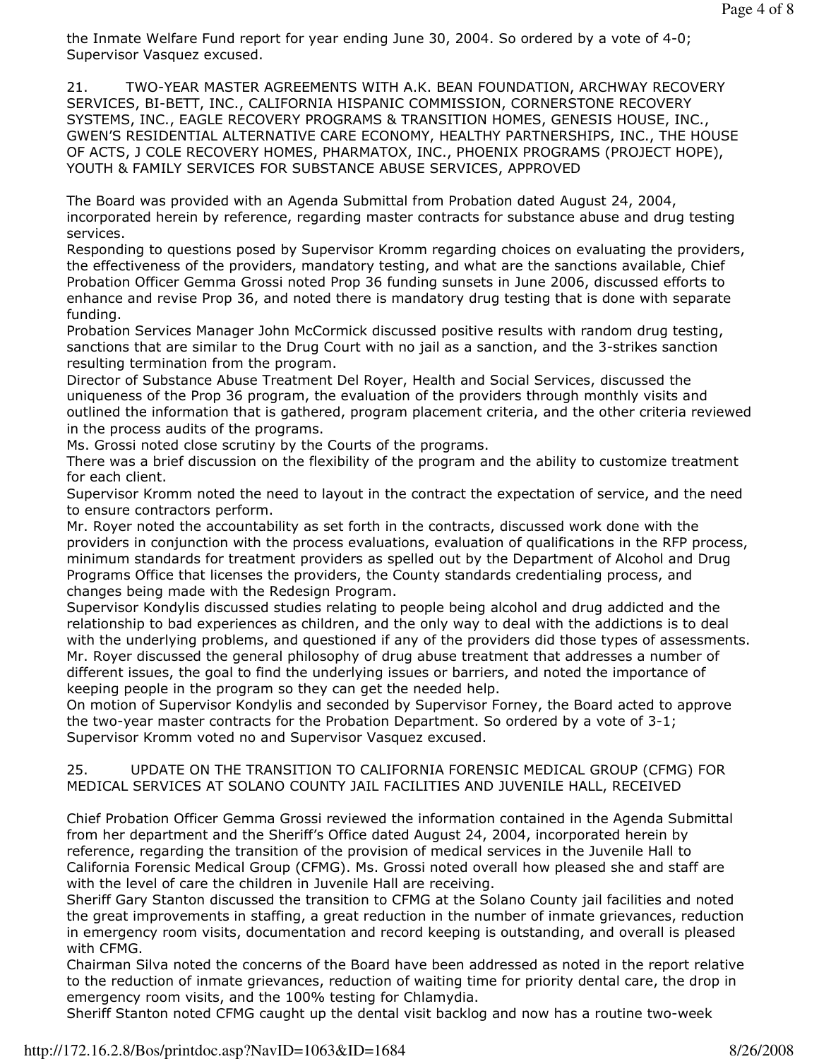the Inmate Welfare Fund report for year ending June 30, 2004. So ordered by a vote of 4-0; Supervisor Vasquez excused.

21. TWO-YEAR MASTER AGREEMENTS WITH A.K. BEAN FOUNDATION, ARCHWAY RECOVERY SERVICES, BI-BETT, INC., CALIFORNIA HISPANIC COMMISSION, CORNERSTONE RECOVERY SYSTEMS, INC., EAGLE RECOVERY PROGRAMS & TRANSITION HOMES, GENESIS HOUSE, INC., GWEN'S RESIDENTIAL ALTERNATIVE CARE ECONOMY, HEALTHY PARTNERSHIPS, INC., THE HOUSE OF ACTS, J COLE RECOVERY HOMES, PHARMATOX, INC., PHOENIX PROGRAMS (PROJECT HOPE), YOUTH & FAMILY SERVICES FOR SUBSTANCE ABUSE SERVICES, APPROVED

The Board was provided with an Agenda Submittal from Probation dated August 24, 2004, incorporated herein by reference, regarding master contracts for substance abuse and drug testing services.

Responding to questions posed by Supervisor Kromm regarding choices on evaluating the providers, the effectiveness of the providers, mandatory testing, and what are the sanctions available, Chief Probation Officer Gemma Grossi noted Prop 36 funding sunsets in June 2006, discussed efforts to enhance and revise Prop 36, and noted there is mandatory drug testing that is done with separate funding.

Probation Services Manager John McCormick discussed positive results with random drug testing, sanctions that are similar to the Drug Court with no jail as a sanction, and the 3-strikes sanction resulting termination from the program.

Director of Substance Abuse Treatment Del Royer, Health and Social Services, discussed the uniqueness of the Prop 36 program, the evaluation of the providers through monthly visits and outlined the information that is gathered, program placement criteria, and the other criteria reviewed in the process audits of the programs.

Ms. Grossi noted close scrutiny by the Courts of the programs.

There was a brief discussion on the flexibility of the program and the ability to customize treatment for each client.

Supervisor Kromm noted the need to layout in the contract the expectation of service, and the need to ensure contractors perform.

Mr. Royer noted the accountability as set forth in the contracts, discussed work done with the providers in conjunction with the process evaluations, evaluation of qualifications in the RFP process, minimum standards for treatment providers as spelled out by the Department of Alcohol and Drug Programs Office that licenses the providers, the County standards credentialing process, and changes being made with the Redesign Program.

Supervisor Kondylis discussed studies relating to people being alcohol and drug addicted and the relationship to bad experiences as children, and the only way to deal with the addictions is to deal with the underlying problems, and questioned if any of the providers did those types of assessments.

Mr. Royer discussed the general philosophy of drug abuse treatment that addresses a number of different issues, the goal to find the underlying issues or barriers, and noted the importance of keeping people in the program so they can get the needed help.

On motion of Supervisor Kondylis and seconded by Supervisor Forney, the Board acted to approve the two-year master contracts for the Probation Department. So ordered by a vote of 3-1; Supervisor Kromm voted no and Supervisor Vasquez excused.

25. UPDATE ON THE TRANSITION TO CALIFORNIA FORENSIC MEDICAL GROUP (CFMG) FOR MEDICAL SERVICES AT SOLANO COUNTY JAIL FACILITIES AND JUVENILE HALL, RECEIVED

Chief Probation Officer Gemma Grossi reviewed the information contained in the Agenda Submittal from her department and the Sheriff's Office dated August 24, 2004, incorporated herein by reference, regarding the transition of the provision of medical services in the Juvenile Hall to California Forensic Medical Group (CFMG). Ms. Grossi noted overall how pleased she and staff are with the level of care the children in Juvenile Hall are receiving.

Sheriff Gary Stanton discussed the transition to CFMG at the Solano County jail facilities and noted the great improvements in staffing, a great reduction in the number of inmate grievances, reduction in emergency room visits, documentation and record keeping is outstanding, and overall is pleased with CFMG.

Chairman Silva noted the concerns of the Board have been addressed as noted in the report relative to the reduction of inmate grievances, reduction of waiting time for priority dental care, the drop in emergency room visits, and the 100% testing for Chlamydia.

Sheriff Stanton noted CFMG caught up the dental visit backlog and now has a routine two-week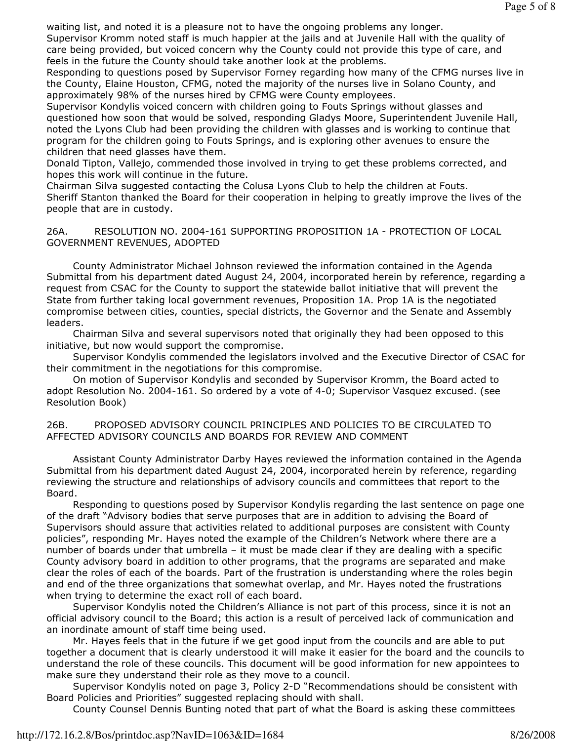waiting list, and noted it is a pleasure not to have the ongoing problems any longer.

Supervisor Kromm noted staff is much happier at the jails and at Juvenile Hall with the quality of care being provided, but voiced concern why the County could not provide this type of care, and feels in the future the County should take another look at the problems.

Responding to questions posed by Supervisor Forney regarding how many of the CFMG nurses live in the County, Elaine Houston, CFMG, noted the majority of the nurses live in Solano County, and approximately 98% of the nurses hired by CFMG were County employees.

Supervisor Kondylis voiced concern with children going to Fouts Springs without glasses and questioned how soon that would be solved, responding Gladys Moore, Superintendent Juvenile Hall, noted the Lyons Club had been providing the children with glasses and is working to continue that program for the children going to Fouts Springs, and is exploring other avenues to ensure the children that need glasses have them.

Donald Tipton, Vallejo, commended those involved in trying to get these problems corrected, and hopes this work will continue in the future.

Chairman Silva suggested contacting the Colusa Lyons Club to help the children at Fouts.

Sheriff Stanton thanked the Board for their cooperation in helping to greatly improve the lives of the people that are in custody.

26A. RESOLUTION NO. 2004-161 SUPPORTING PROPOSITION 1A - PROTECTION OF LOCAL GOVERNMENT REVENUES, ADOPTED

County Administrator Michael Johnson reviewed the information contained in the Agenda Submittal from his department dated August 24, 2004, incorporated herein by reference, regarding a request from CSAC for the County to support the statewide ballot initiative that will prevent the State from further taking local government revenues, Proposition 1A. Prop 1A is the negotiated compromise between cities, counties, special districts, the Governor and the Senate and Assembly leaders.

Chairman Silva and several supervisors noted that originally they had been opposed to this initiative, but now would support the compromise.

Supervisor Kondylis commended the legislators involved and the Executive Director of CSAC for their commitment in the negotiations for this compromise.

On motion of Supervisor Kondylis and seconded by Supervisor Kromm, the Board acted to adopt Resolution No. 2004-161. So ordered by a vote of 4-0; Supervisor Vasquez excused. (see Resolution Book)

26B. PROPOSED ADVISORY COUNCIL PRINCIPLES AND POLICIES TO BE CIRCULATED TO AFFECTED ADVISORY COUNCILS AND BOARDS FOR REVIEW AND COMMENT

Assistant County Administrator Darby Hayes reviewed the information contained in the Agenda Submittal from his department dated August 24, 2004, incorporated herein by reference, regarding reviewing the structure and relationships of advisory councils and committees that report to the Board.

Responding to questions posed by Supervisor Kondylis regarding the last sentence on page one of the draft "Advisory bodies that serve purposes that are in addition to advising the Board of Supervisors should assure that activities related to additional purposes are consistent with County policies", responding Mr. Hayes noted the example of the Children's Network where there are a number of boards under that umbrella – it must be made clear if they are dealing with a specific County advisory board in addition to other programs, that the programs are separated and make clear the roles of each of the boards. Part of the frustration is understanding where the roles begin and end of the three organizations that somewhat overlap, and Mr. Hayes noted the frustrations when trying to determine the exact roll of each board.

Supervisor Kondylis noted the Children's Alliance is not part of this process, since it is not an official advisory council to the Board; this action is a result of perceived lack of communication and an inordinate amount of staff time being used.

Mr. Hayes feels that in the future if we get good input from the councils and are able to put together a document that is clearly understood it will make it easier for the board and the councils to understand the role of these councils. This document will be good information for new appointees to make sure they understand their role as they move to a council.

Supervisor Kondylis noted on page 3, Policy 2-D "Recommendations should be consistent with Board Policies and Priorities" suggested replacing should with shall.

County Counsel Dennis Bunting noted that part of what the Board is asking these committees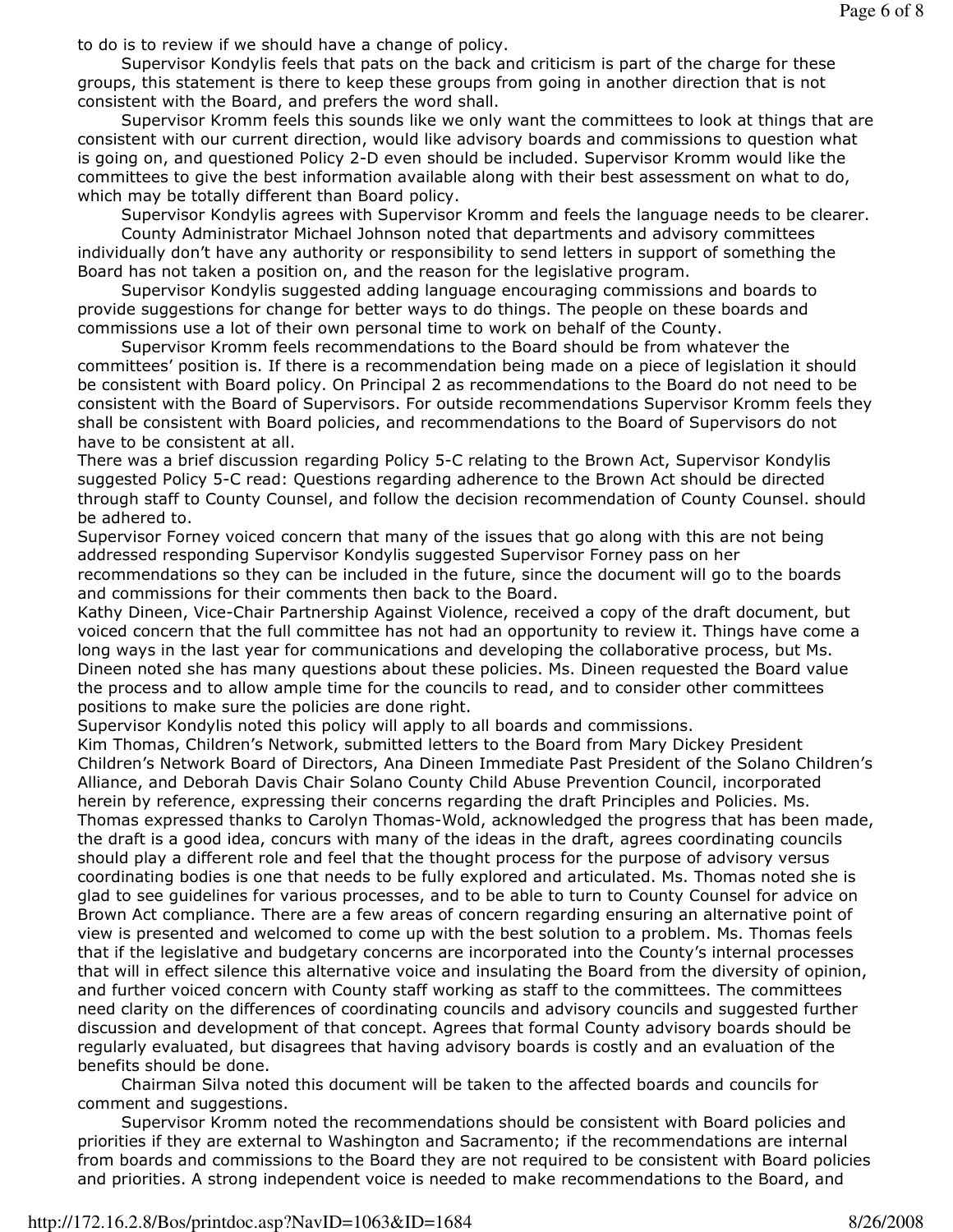to do is to review if we should have a change of policy.

Supervisor Kondylis feels that pats on the back and criticism is part of the charge for these groups, this statement is there to keep these groups from going in another direction that is not consistent with the Board, and prefers the word shall.

Supervisor Kromm feels this sounds like we only want the committees to look at things that are consistent with our current direction, would like advisory boards and commissions to question what is going on, and questioned Policy 2-D even should be included. Supervisor Kromm would like the committees to give the best information available along with their best assessment on what to do, which may be totally different than Board policy.

Supervisor Kondylis agrees with Supervisor Kromm and feels the language needs to be clearer.

County Administrator Michael Johnson noted that departments and advisory committees individually don't have any authority or responsibility to send letters in support of something the Board has not taken a position on, and the reason for the legislative program.

Supervisor Kondylis suggested adding language encouraging commissions and boards to provide suggestions for change for better ways to do things. The people on these boards and commissions use a lot of their own personal time to work on behalf of the County.

Supervisor Kromm feels recommendations to the Board should be from whatever the committees' position is. If there is a recommendation being made on a piece of legislation it should be consistent with Board policy. On Principal 2 as recommendations to the Board do not need to be consistent with the Board of Supervisors. For outside recommendations Supervisor Kromm feels they shall be consistent with Board policies, and recommendations to the Board of Supervisors do not have to be consistent at all.

There was a brief discussion regarding Policy 5-C relating to the Brown Act, Supervisor Kondylis suggested Policy 5-C read: Questions regarding adherence to the Brown Act should be directed through staff to County Counsel, and follow the decision recommendation of County Counsel. should be adhered to.

Supervisor Forney voiced concern that many of the issues that go along with this are not being addressed responding Supervisor Kondylis suggested Supervisor Forney pass on her recommendations so they can be included in the future, since the document will go to the boards and commissions for their comments then back to the Board.

Kathy Dineen, Vice-Chair Partnership Against Violence, received a copy of the draft document, but voiced concern that the full committee has not had an opportunity to review it. Things have come a long ways in the last year for communications and developing the collaborative process, but Ms. Dineen noted she has many questions about these policies. Ms. Dineen requested the Board value the process and to allow ample time for the councils to read, and to consider other committees positions to make sure the policies are done right.

Supervisor Kondylis noted this policy will apply to all boards and commissions.

Kim Thomas, Children's Network, submitted letters to the Board from Mary Dickey President Children's Network Board of Directors, Ana Dineen Immediate Past President of the Solano Children's Alliance, and Deborah Davis Chair Solano County Child Abuse Prevention Council, incorporated herein by reference, expressing their concerns regarding the draft Principles and Policies. Ms. Thomas expressed thanks to Carolyn Thomas-Wold, acknowledged the progress that has been made, the draft is a good idea, concurs with many of the ideas in the draft, agrees coordinating councils should play a different role and feel that the thought process for the purpose of advisory versus coordinating bodies is one that needs to be fully explored and articulated. Ms. Thomas noted she is glad to see guidelines for various processes, and to be able to turn to County Counsel for advice on Brown Act compliance. There are a few areas of concern regarding ensuring an alternative point of view is presented and welcomed to come up with the best solution to a problem. Ms. Thomas feels that if the legislative and budgetary concerns are incorporated into the County's internal processes that will in effect silence this alternative voice and insulating the Board from the diversity of opinion, and further voiced concern with County staff working as staff to the committees. The committees need clarity on the differences of coordinating councils and advisory councils and suggested further discussion and development of that concept. Agrees that formal County advisory boards should be regularly evaluated, but disagrees that having advisory boards is costly and an evaluation of the benefits should be done.

Chairman Silva noted this document will be taken to the affected boards and councils for comment and suggestions.

Supervisor Kromm noted the recommendations should be consistent with Board policies and priorities if they are external to Washington and Sacramento; if the recommendations are internal from boards and commissions to the Board they are not required to be consistent with Board policies and priorities. A strong independent voice is needed to make recommendations to the Board, and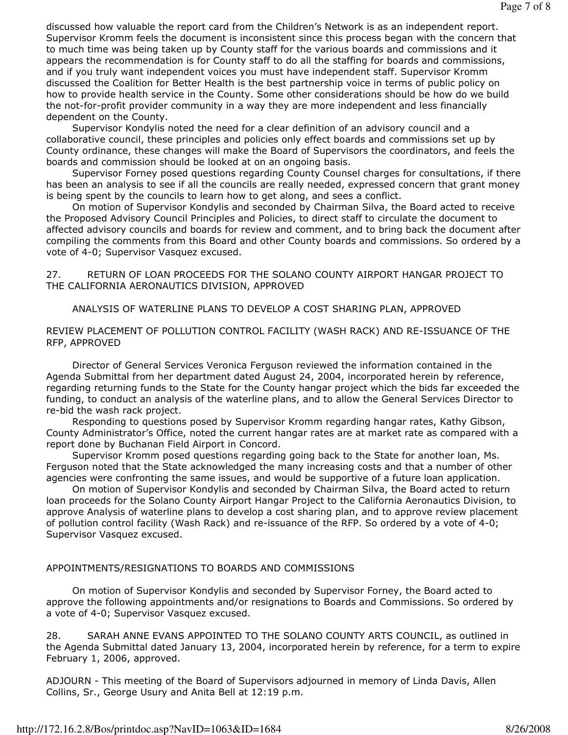discussed how valuable the report card from the Children's Network is as an independent report. Supervisor Kromm feels the document is inconsistent since this process began with the concern that to much time was being taken up by County staff for the various boards and commissions and it appears the recommendation is for County staff to do all the staffing for boards and commissions, and if you truly want independent voices you must have independent staff. Supervisor Kromm discussed the Coalition for Better Health is the best partnership voice in terms of public policy on how to provide health service in the County. Some other considerations should be how do we build the not-for-profit provider community in a way they are more independent and less financially dependent on the County.

Supervisor Kondylis noted the need for a clear definition of an advisory council and a collaborative council, these principles and policies only effect boards and commissions set up by County ordinance, these changes will make the Board of Supervisors the coordinators, and feels the boards and commission should be looked at on an ongoing basis.

Supervisor Forney posed questions regarding County Counsel charges for consultations, if there has been an analysis to see if all the councils are really needed, expressed concern that grant money is being spent by the councils to learn how to get along, and sees a conflict.

On motion of Supervisor Kondylis and seconded by Chairman Silva, the Board acted to receive the Proposed Advisory Council Principles and Policies, to direct staff to circulate the document to affected advisory councils and boards for review and comment, and to bring back the document after compiling the comments from this Board and other County boards and commissions. So ordered by a vote of 4-0; Supervisor Vasquez excused.

27. RETURN OF LOAN PROCEEDS FOR THE SOLANO COUNTY AIRPORT HANGAR PROJECT TO THE CALIFORNIA AERONAUTICS DIVISION, APPROVED

ANALYSIS OF WATERLINE PLANS TO DEVELOP A COST SHARING PLAN, APPROVED

REVIEW PLACEMENT OF POLLUTION CONTROL FACILITY (WASH RACK) AND RE-ISSUANCE OF THE RFP, APPROVED

Director of General Services Veronica Ferguson reviewed the information contained in the Agenda Submittal from her department dated August 24, 2004, incorporated herein by reference, regarding returning funds to the State for the County hangar project which the bids far exceeded the funding, to conduct an analysis of the waterline plans, and to allow the General Services Director to re-bid the wash rack project.

Responding to questions posed by Supervisor Kromm regarding hangar rates, Kathy Gibson, County Administrator's Office, noted the current hangar rates are at market rate as compared with a report done by Buchanan Field Airport in Concord.

Supervisor Kromm posed questions regarding going back to the State for another loan, Ms. Ferguson noted that the State acknowledged the many increasing costs and that a number of other agencies were confronting the same issues, and would be supportive of a future loan application.

On motion of Supervisor Kondylis and seconded by Chairman Silva, the Board acted to return loan proceeds for the Solano County Airport Hangar Project to the California Aeronautics Division, to approve Analysis of waterline plans to develop a cost sharing plan, and to approve review placement of pollution control facility (Wash Rack) and re-issuance of the RFP. So ordered by a vote of 4-0; Supervisor Vasquez excused.

APPOINTMENTS/RESIGNATIONS TO BOARDS AND COMMISSIONS

On motion of Supervisor Kondylis and seconded by Supervisor Forney, the Board acted to approve the following appointments and/or resignations to Boards and Commissions. So ordered by a vote of 4-0; Supervisor Vasquez excused.

28. SARAH ANNE EVANS APPOINTED TO THE SOLANO COUNTY ARTS COUNCIL, as outlined in the Agenda Submittal dated January 13, 2004, incorporated herein by reference, for a term to expire February 1, 2006, approved.

ADJOURN - This meeting of the Board of Supervisors adjourned in memory of Linda Davis, Allen Collins, Sr., George Usury and Anita Bell at 12:19 p.m.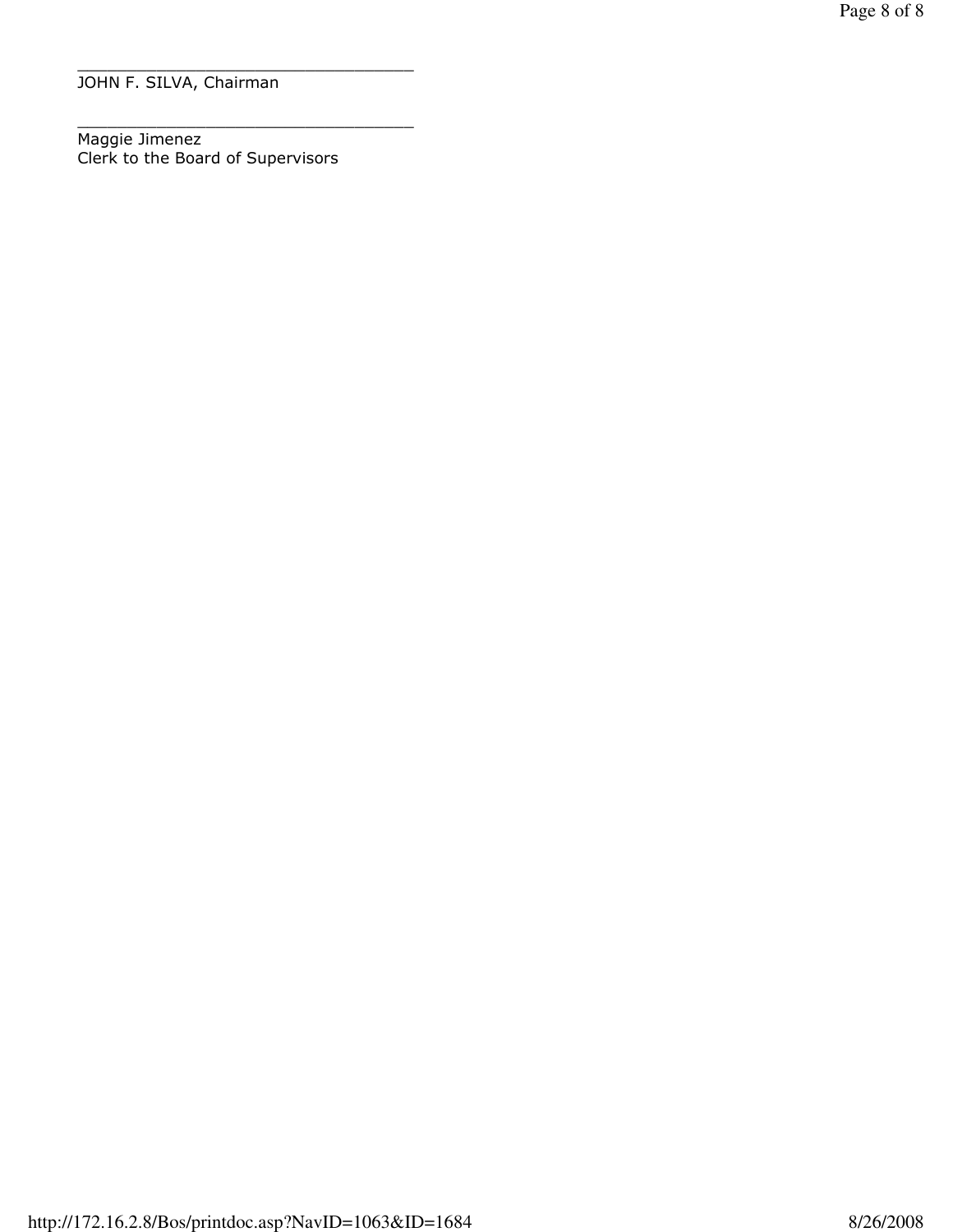___________________________________
JOHN F. SILVA, Chairman

___________________________________
Maggie Jimenez
Clerk to the Board of Supervisors